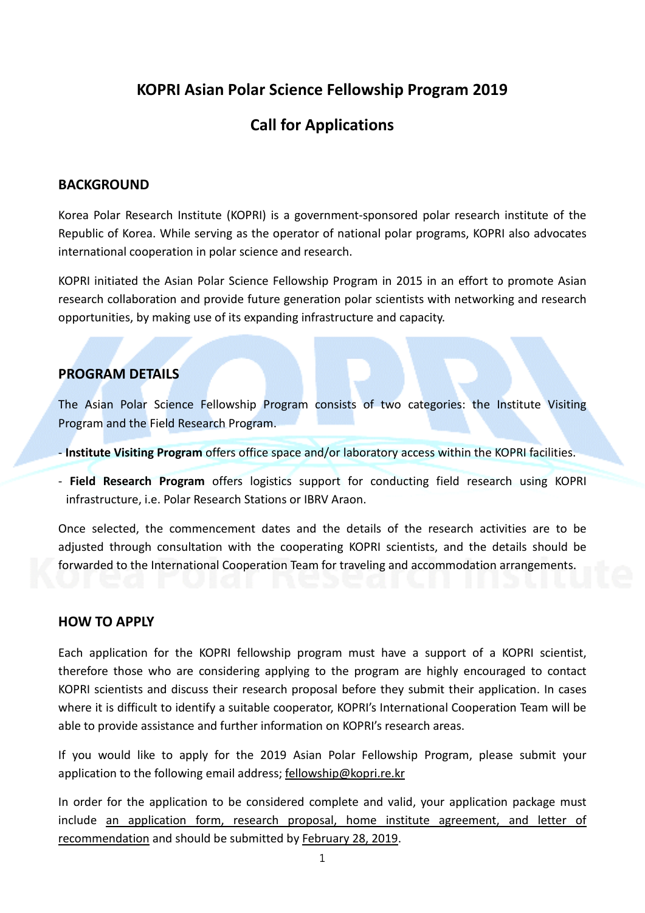# KOPRI Asian Polar Science Fellowship Program 2019

## Call for Applications

### BACKGROUND

Korea Polar Research Institute (KOPRI) is a government-sponsored polar research institute of the Republic of Korea. While serving as the operator of national polar programs, KOPRI also advocates international cooperation in polar science and research.

KOPRI initiated the Asian Polar Science Fellowship Program in 2015 in an effort to promote Asian research collaboration and provide future generation polar scientists with networking and research opportunities, by making use of its expanding infrastructure and capacity.

### PROGRAM DETAILS

The Asian Polar Science Fellowship Program consists of two categories: the Institute Visiting Program and the Field Research Program.

- **Institute Visiting Program** offers office space and/or laboratory access within the KOPRI facilities.
- **Field Research Program** offers logistics support for conducting field research using KOPRI infrastructure, i.e. Polar Research Stations or IBRV Araon.

Once selected, the commencement dates and the details of the research activities are to be adjusted through consultation with the cooperating KOPRI scientists, and the details should be forwarded to the International Cooperation Team for traveling and accommodation arrangements.

### HOW TO APPLY

Each application for the KOPRI fellowship program must have a support of a KOPRI scientist, therefore those who are considering applying to the program are highly encouraged to contact KOPRI scientists and discuss their research proposal before they submit their application. In cases where it is difficult to identify a suitable cooperator, KOPRI's International Cooperation Team will be able to provide assistance and further information on KOPRI's research areas.

If you would like to apply for the 2019 Asian Polar Fellowship Program, please submit your application to the following email address; fellowship@kopri.re.kr

In order for the application to be considered complete and valid, your application package must include an application form, research proposal, home institute agreement, and letter of recommendation and should be submitted by February 28, 2019.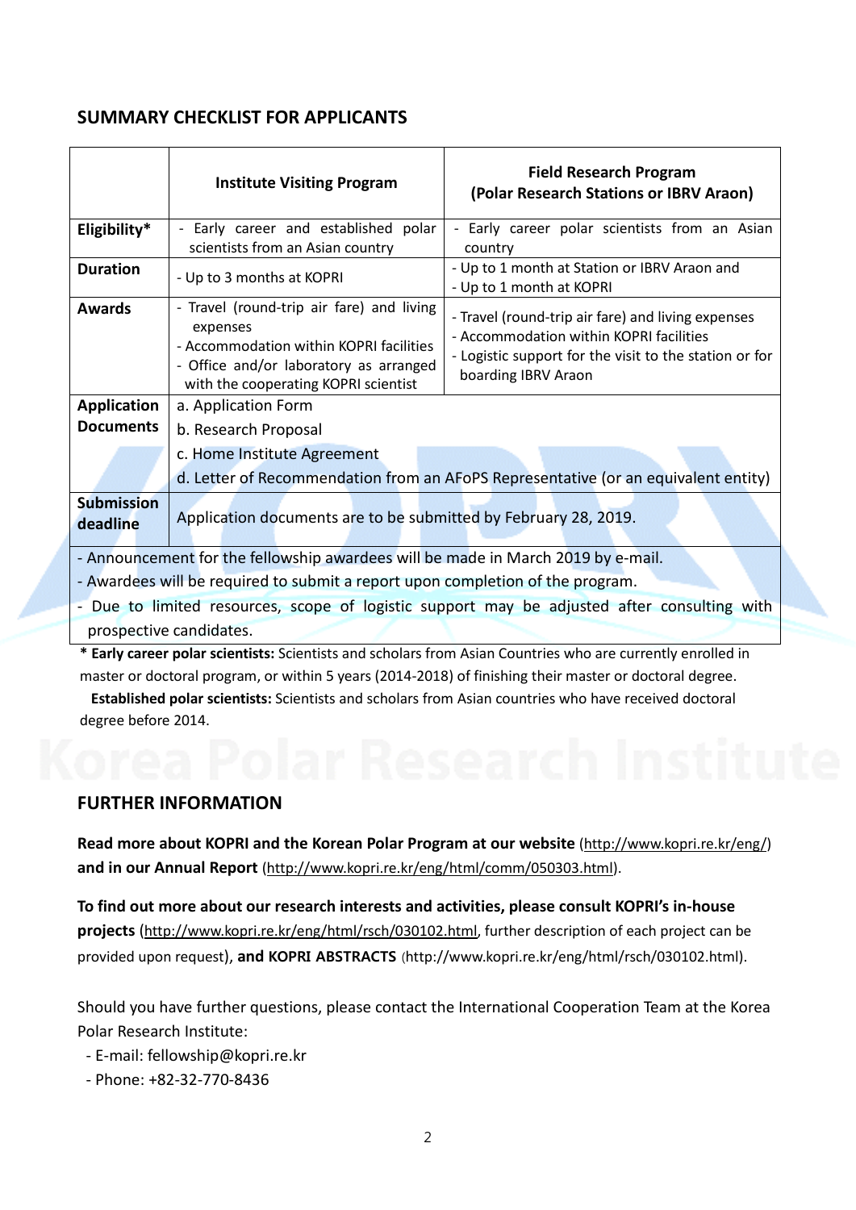## SUMMARY CHECKLIST FOR APPLICANTS

| | Institute Visiting Program | Field Research Program (Polar Research Stations or IBRV Araon) |
|---|---|---|
| **Eligibility*** | - Early career and established polar scientists from an Asian country | - Early career polar scientists from an Asian country |
| **Duration** | - Up to 3 months at KOPRI | - Up to 1 month at Station or IBRV Araon and<br>- Up to 1 month at KOPRI |
| **Awards** | - Travel (round-trip air fare) and living expenses<br>- Accommodation within KOPRI facilities<br>- Office and/or laboratory as arranged with the cooperating KOPRI scientist | - Travel (round-trip air fare) and living expenses<br>- Accommodation within KOPRI facilities<br>- Logistic support for the visit to the station or for boarding IBRV Araon |
| **Application Documents** | a. Application Form<br>b. Research Proposal<br>c. Home Institute Agreement<br>d. Letter of Recommendation from an AFoPS Representative (or an equivalent entity) | |
| **Submission deadline** | Application documents are to be submitted by February 28, 2019. | |

- Announcement for the fellowship awardees will be made in March 2019 by e-mail.
- Awardees will be required to submit a report upon completion of the program.
- Due to limited resources, scope of logistic support may be adjusted after consulting with prospective candidates.

\* **Early career polar scientists:** Scientists and scholars from Asian Countries who are currently enrolled in master or doctoral program, or within 5 years (2014-2018) of finishing their master or doctoral degree.
**Established polar scientists:** Scientists and scholars from Asian countries who have received doctoral degree before 2014.

## FURTHER INFORMATION

**Read more about KOPRI and the Korean Polar Program at our website** (http://www.kopri.re.kr/eng/) **and in our Annual Report** (http://www.kopri.re.kr/eng/html/comm/050303.html).

**To find out more about our research interests and activities, please consult KOPRI's in-house projects** (http://www.kopri.re.kr/eng/html/rsch/030102.html, further description of each project can be provided upon request), **and KOPRI ABSTRACTS** (http://www.kopri.re.kr/eng/html/rsch/030102.html).

Should you have further questions, please contact the International Cooperation Team at the Korea Polar Research Institute:

- E-mail: fellowship@kopri.re.kr
- Phone: +82-32-770-8436